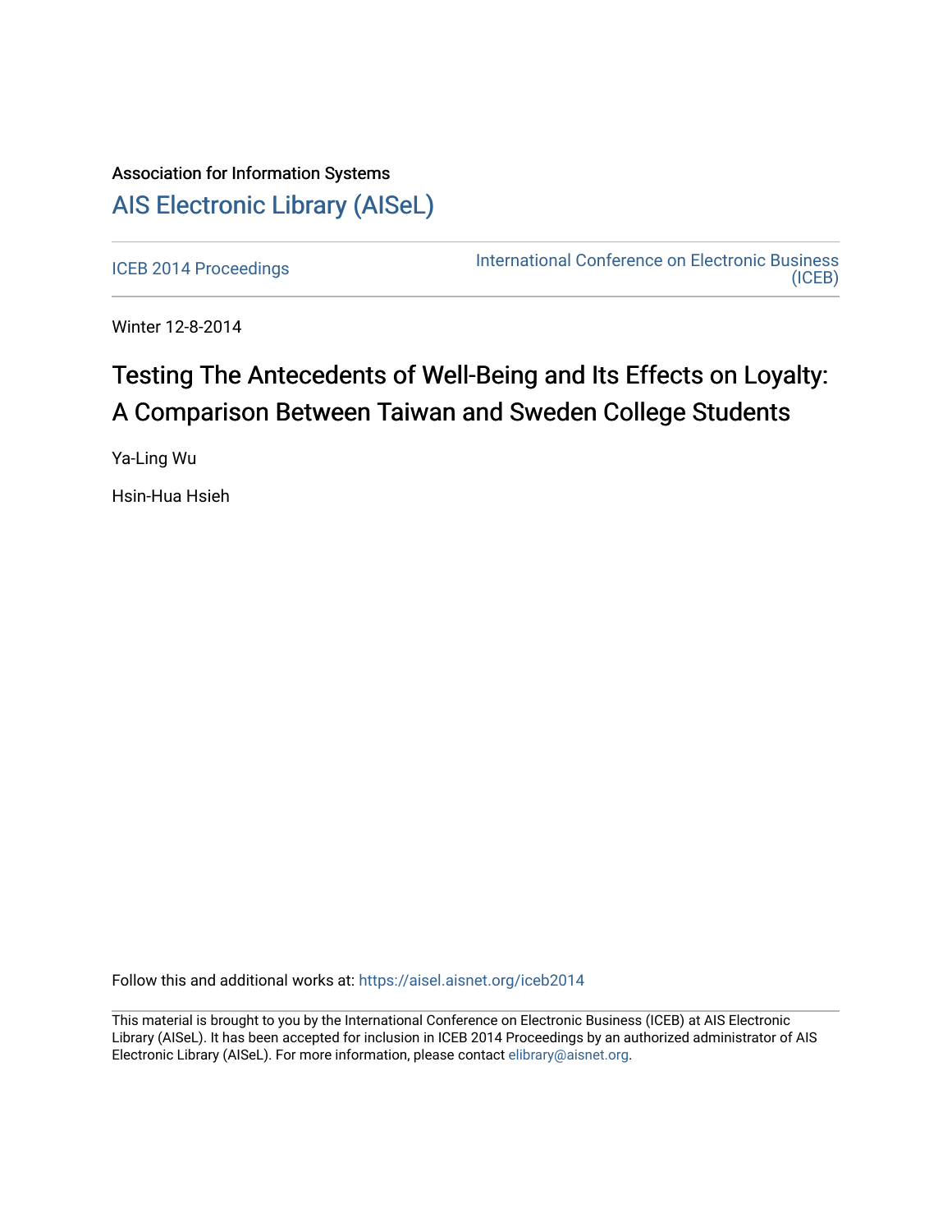Association for Information Systems

# AIS Electronic Library (AISeL)

ICEB 2014 Proceedings

International Conference on Electronic Business (ICEB)

Winter 12-8-2014

# Testing The Antecedents of Well-Being and Its Effects on Loyalty: A Comparison Between Taiwan and Sweden College Students

Ya-Ling Wu

Hsin-Hua Hsieh

Follow this and additional works at: https://aisel.aisnet.org/iceb2014

This material is brought to you by the International Conference on Electronic Business (ICEB) at AIS Electronic Library (AISeL). It has been accepted for inclusion in ICEB 2014 Proceedings by an authorized administrator of AIS Electronic Library (AISeL). For more information, please contact elibrary@aisnet.org.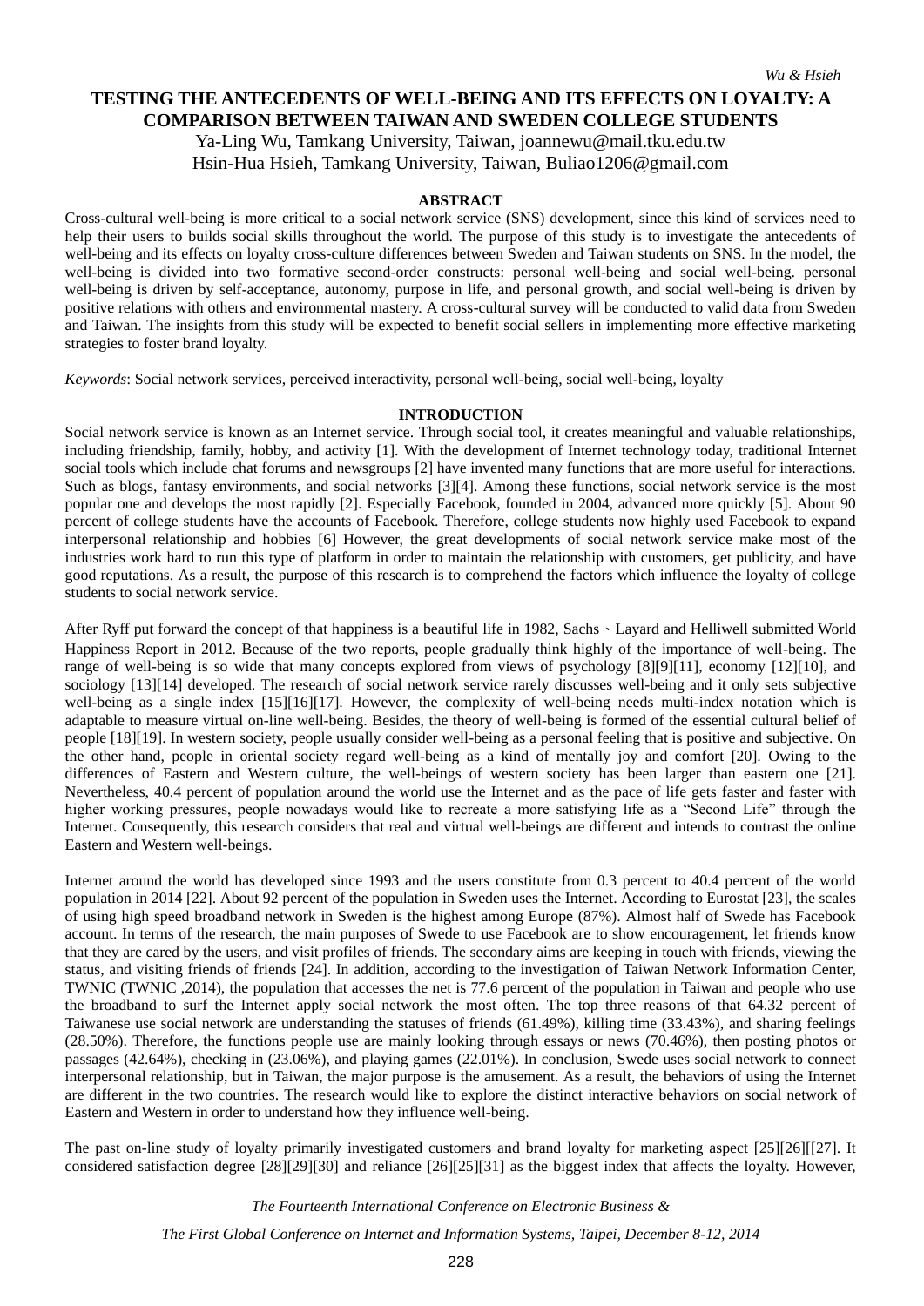# TESTING THE ANTECEDENTS OF WELL-BEING AND ITS EFFECTS ON LOYALTY: A COMPARISON BETWEEN TAIWAN AND SWEDEN COLLEGE STUDENTS

Ya-Ling Wu, Tamkang University, Taiwan, joannewu@mail.tku.edu.tw
Hsin-Hua Hsieh, Tamkang University, Taiwan, Buliao1206@gmail.com

## ABSTRACT

Cross-cultural well-being is more critical to a social network service (SNS) development, since this kind of services need to help their users to builds social skills throughout the world. The purpose of this study is to investigate the antecedents of well-being and its effects on loyalty cross-culture differences between Sweden and Taiwan students on SNS. In the model, the well-being is divided into two formative second-order constructs: personal well-being and social well-being. personal well-being is driven by self-acceptance, autonomy, purpose in life, and personal growth, and social well-being is driven by positive relations with others and environmental mastery. A cross-cultural survey will be conducted to valid data from Sweden and Taiwan. The insights from this study will be expected to benefit social sellers in implementing more effective marketing strategies to foster brand loyalty.

*Keywords*: Social network services, perceived interactivity, personal well-being, social well-being, loyalty

## INTRODUCTION

Social network service is known as an Internet service. Through social tool, it creates meaningful and valuable relationships, including friendship, family, hobby, and activity [1]. With the development of Internet technology today, traditional Internet social tools which include chat forums and newsgroups [2] have invented many functions that are more useful for interactions. Such as blogs, fantasy environments, and social networks [3][4]. Among these functions, social network service is the most popular one and develops the most rapidly [2]. Especially Facebook, founded in 2004, advanced more quickly [5]. About 90 percent of college students have the accounts of Facebook. Therefore, college students now highly used Facebook to expand interpersonal relationship and hobbies [6] However, the great developments of social network service make most of the industries work hard to run this type of platform in order to maintain the relationship with customers, get publicity, and have good reputations. As a result, the purpose of this research is to comprehend the factors which influence the loyalty of college students to social network service.

After Ryff put forward the concept of that happiness is a beautiful life in 1982, Sachs、Layard and Helliwell submitted World Happiness Report in 2012. Because of the two reports, people gradually think highly of the importance of well-being. The range of well-being is so wide that many concepts explored from views of psychology [8][9][11], economy [12][10], and sociology [13][14] developed. The research of social network service rarely discusses well-being and it only sets subjective well-being as a single index [15][16][17]. However, the complexity of well-being needs multi-index notation which is adaptable to measure virtual on-line well-being. Besides, the theory of well-being is formed of the essential cultural belief of people [18][19]. In western society, people usually consider well-being as a personal feeling that is positive and subjective. On the other hand, people in oriental society regard well-being as a kind of mentally joy and comfort [20]. Owing to the differences of Eastern and Western culture, the well-beings of western society has been larger than eastern one [21]. Nevertheless, 40.4 percent of population around the world use the Internet and as the pace of life gets faster and faster with higher working pressures, people nowadays would like to recreate a more satisfying life as a "Second Life" through the Internet. Consequently, this research considers that real and virtual well-beings are different and intends to contrast the online Eastern and Western well-beings.

Internet around the world has developed since 1993 and the users constitute from 0.3 percent to 40.4 percent of the world population in 2014 [22]. About 92 percent of the population in Sweden uses the Internet. According to Eurostat [23], the scales of using high speed broadband network in Sweden is the highest among Europe (87%). Almost half of Swede has Facebook account. In terms of the research, the main purposes of Swede to use Facebook are to show encouragement, let friends know that they are cared by the users, and visit profiles of friends. The secondary aims are keeping in touch with friends, viewing the status, and visiting friends of friends [24]. In addition, according to the investigation of Taiwan Network Information Center, TWNIC (TWNIC ,2014), the population that accesses the net is 77.6 percent of the population in Taiwan and people who use the broadband to surf the Internet apply social network the most often. The top three reasons of that 64.32 percent of Taiwanese use social network are understanding the statuses of friends (61.49%), killing time (33.43%), and sharing feelings (28.50%). Therefore, the functions people use are mainly looking through essays or news (70.46%), then posting photos or passages (42.64%), checking in (23.06%), and playing games (22.01%). In conclusion, Swede uses social network to connect interpersonal relationship, but in Taiwan, the major purpose is the amusement. As a result, the behaviors of using the Internet are different in the two countries. The research would like to explore the distinct interactive behaviors on social network of Eastern and Western in order to understand how they influence well-being.

The past on-line study of loyalty primarily investigated customers and brand loyalty for marketing aspect [25][26][[27]. It considered satisfaction degree [28][29][30] and reliance [26][25][31] as the biggest index that affects the loyalty. However,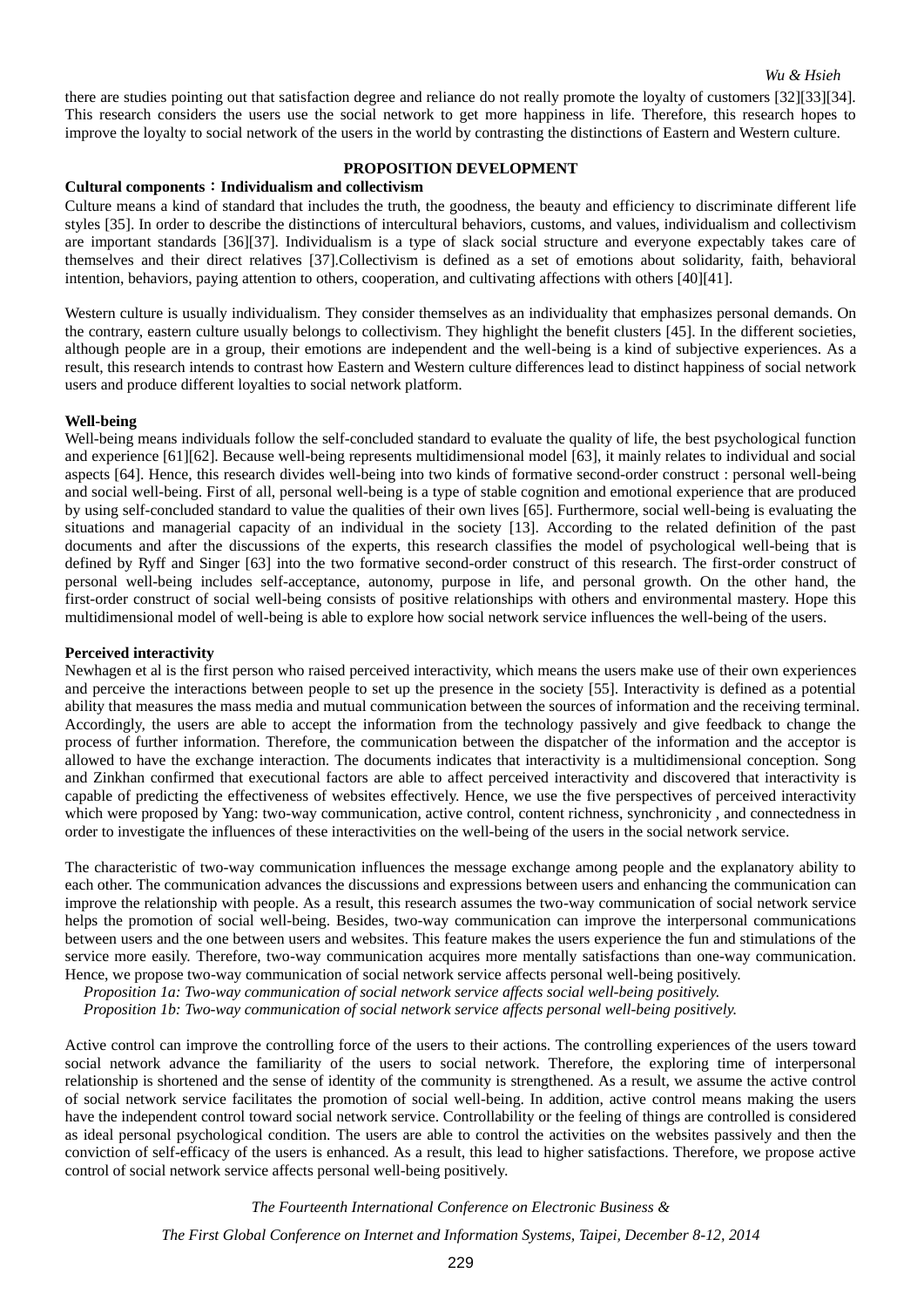there are studies pointing out that satisfaction degree and reliance do not really promote the loyalty of customers [32][33][34]. This research considers the users use the social network to get more happiness in life. Therefore, this research hopes to improve the loyalty to social network of the users in the world by contrasting the distinctions of Eastern and Western culture.

## PROPOSITION DEVELOPMENT

### Cultural components：Individualism and collectivism

Culture means a kind of standard that includes the truth, the goodness, the beauty and efficiency to discriminate different life styles [35]. In order to describe the distinctions of intercultural behaviors, customs, and values, individualism and collectivism are important standards [36][37]. Individualism is a type of slack social structure and everyone expectably takes care of themselves and their direct relatives [37].Collectivism is defined as a set of emotions about solidarity, faith, behavioral intention, behaviors, paying attention to others, cooperation, and cultivating affections with others [40][41].

Western culture is usually individualism. They consider themselves as an individuality that emphasizes personal demands. On the contrary, eastern culture usually belongs to collectivism. They highlight the benefit clusters [45]. In the different societies, although people are in a group, their emotions are independent and the well-being is a kind of subjective experiences. As a result, this research intends to contrast how Eastern and Western culture differences lead to distinct happiness of social network users and produce different loyalties to social network platform.

### Well-being

Well-being means individuals follow the self-concluded standard to evaluate the quality of life, the best psychological function and experience [61][62]. Because well-being represents multidimensional model [63], it mainly relates to individual and social aspects [64]. Hence, this research divides well-being into two kinds of formative second-order construct : personal well-being and social well-being. First of all, personal well-being is a type of stable cognition and emotional experience that are produced by using self-concluded standard to value the qualities of their own lives [65]. Furthermore, social well-being is evaluating the situations and managerial capacity of an individual in the society [13]. According to the related definition of the past documents and after the discussions of the experts, this research classifies the model of psychological well-being that is defined by Ryff and Singer [63] into the two formative second-order construct of this research. The first-order construct of personal well-being includes self-acceptance, autonomy, purpose in life, and personal growth. On the other hand, the first-order construct of social well-being consists of positive relationships with others and environmental mastery. Hope this multidimensional model of well-being is able to explore how social network service influences the well-being of the users.

### Perceived interactivity

Newhagen et al is the first person who raised perceived interactivity, which means the users make use of their own experiences and perceive the interactions between people to set up the presence in the society [55]. Interactivity is defined as a potential ability that measures the mass media and mutual communication between the sources of information and the receiving terminal. Accordingly, the users are able to accept the information from the technology passively and give feedback to change the process of further information. Therefore, the communication between the dispatcher of the information and the acceptor is allowed to have the exchange interaction. The documents indicates that interactivity is a multidimensional conception. Song and Zinkhan confirmed that executional factors are able to affect perceived interactivity and discovered that interactivity is capable of predicting the effectiveness of websites effectively. Hence, we use the five perspectives of perceived interactivity which were proposed by Yang: two-way communication, active control, content richness, synchronicity , and connectedness in order to investigate the influences of these interactivities on the well-being of the users in the social network service.

The characteristic of two-way communication influences the message exchange among people and the explanatory ability to each other. The communication advances the discussions and expressions between users and enhancing the communication can improve the relationship with people. As a result, this research assumes the two-way communication of social network service helps the promotion of social well-being. Besides, two-way communication can improve the interpersonal communications between users and the one between users and websites. This feature makes the users experience the fun and stimulations of the service more easily. Therefore, two-way communication acquires more mentally satisfactions than one-way communication. Hence, we propose two-way communication of social network service affects personal well-being positively.

*Proposition 1a: Two-way communication of social network service affects social well-being positively.*
*Proposition 1b: Two-way communication of social network service affects personal well-being positively.*

Active control can improve the controlling force of the users to their actions. The controlling experiences of the users toward social network advance the familiarity of the users to social network. Therefore, the exploring time of interpersonal relationship is shortened and the sense of identity of the community is strengthened. As a result, we assume the active control of social network service facilitates the promotion of social well-being. In addition, active control means making the users have the independent control toward social network service. Controllability or the feeling of things are controlled is considered as ideal personal psychological condition. The users are able to control the activities on the websites passively and then the conviction of self-efficacy of the users is enhanced. As a result, this lead to higher satisfactions. Therefore, we propose active control of social network service affects personal well-being positively.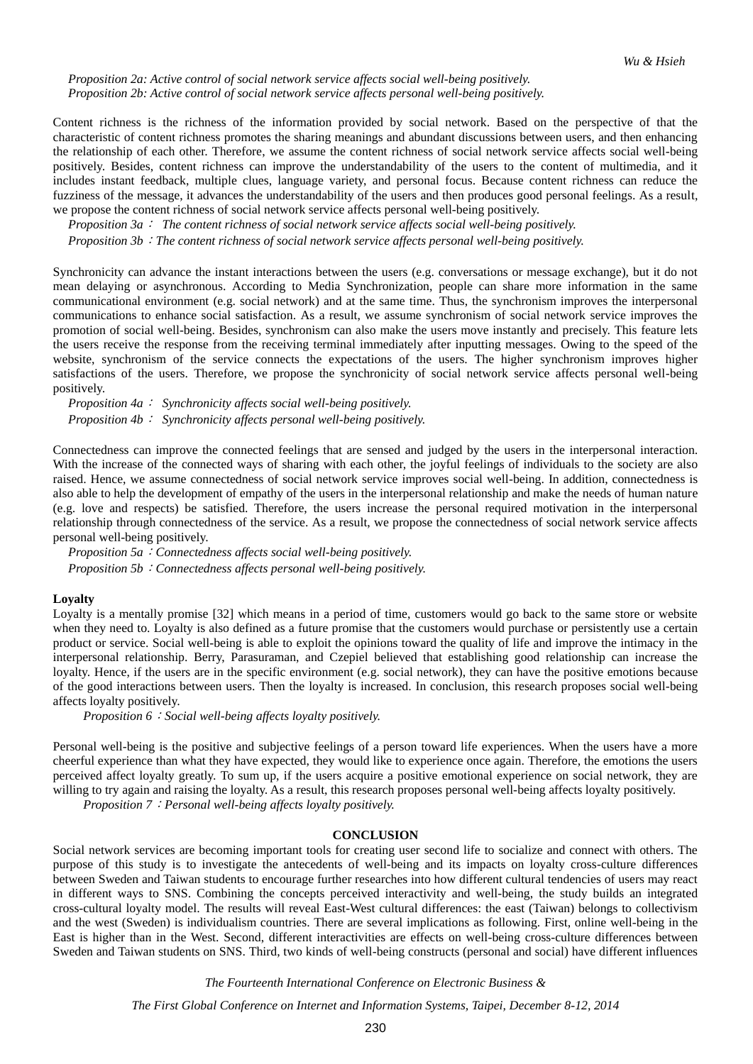*Proposition 2a: Active control of social network service affects social well-being positively.*
*Proposition 2b: Active control of social network service affects personal well-being positively.*

Content richness is the richness of the information provided by social network. Based on the perspective of that the characteristic of content richness promotes the sharing meanings and abundant discussions between users, and then enhancing the relationship of each other. Therefore, we assume the content richness of social network service affects social well-being positively. Besides, content richness can improve the understandability of the users to the content of multimedia, and it includes instant feedback, multiple clues, language variety, and personal focus. Because content richness can reduce the fuzziness of the message, it advances the understandability of the users and then produces good personal feelings. As a result, we propose the content richness of social network service affects personal well-being positively.

*Proposition 3a： The content richness of social network service affects social well-being positively.*
*Proposition 3b：The content richness of social network service affects personal well-being positively.*

Synchronicity can advance the instant interactions between the users (e.g. conversations or message exchange), but it do not mean delaying or asynchronous. According to Media Synchronization, people can share more information in the same communicational environment (e.g. social network) and at the same time. Thus, the synchronism improves the interpersonal communications to enhance social satisfaction. As a result, we assume synchronism of social network service improves the promotion of social well-being. Besides, synchronism can also make the users move instantly and precisely. This feature lets the users receive the response from the receiving terminal immediately after inputting messages. Owing to the speed of the website, synchronism of the service connects the expectations of the users. The higher synchronism improves higher satisfactions of the users. Therefore, we propose the synchronicity of social network service affects personal well-being positively.

*Proposition 4a： Synchronicity affects social well-being positively.*
*Proposition 4b： Synchronicity affects personal well-being positively.*

Connectedness can improve the connected feelings that are sensed and judged by the users in the interpersonal interaction. With the increase of the connected ways of sharing with each other, the joyful feelings of individuals to the society are also raised. Hence, we assume connectedness of social network service improves social well-being. In addition, connectedness is also able to help the development of empathy of the users in the interpersonal relationship and make the needs of human nature (e.g. love and respects) be satisfied. Therefore, the users increase the personal required motivation in the interpersonal relationship through connectedness of the service. As a result, we propose the connectedness of social network service affects personal well-being positively.

*Proposition 5a：Connectedness affects social well-being positively.*
*Proposition 5b：Connectedness affects personal well-being positively.*

**Loyalty**

Loyalty is a mentally promise [32] which means in a period of time, customers would go back to the same store or website when they need to. Loyalty is also defined as a future promise that the customers would purchase or persistently use a certain product or service. Social well-being is able to exploit the opinions toward the quality of life and improve the intimacy in the interpersonal relationship. Berry, Parasuraman, and Czepiel believed that establishing good relationship can increase the loyalty. Hence, if the users are in the specific environment (e.g. social network), they can have the positive emotions because of the good interactions between users. Then the loyalty is increased. In conclusion, this research proposes social well-being affects loyalty positively.

*Proposition 6：Social well-being affects loyalty positively.*

Personal well-being is the positive and subjective feelings of a person toward life experiences. When the users have a more cheerful experience than what they have expected, they would like to experience once again. Therefore, the emotions the users perceived affect loyalty greatly. To sum up, if the users acquire a positive emotional experience on social network, they are willing to try again and raising the loyalty. As a result, this research proposes personal well-being affects loyalty positively.

*Proposition 7：Personal well-being affects loyalty positively.*

## CONCLUSION

Social network services are becoming important tools for creating user second life to socialize and connect with others. The purpose of this study is to investigate the antecedents of well-being and its impacts on loyalty cross-culture differences between Sweden and Taiwan students to encourage further researches into how different cultural tendencies of users may react in different ways to SNS. Combining the concepts perceived interactivity and well-being, the study builds an integrated cross-cultural loyalty model. The results will reveal East-West cultural differences: the east (Taiwan) belongs to collectivism and the west (Sweden) is individualism countries. There are several implications as following. First, online well-being in the East is higher than in the West. Second, different interactivities are effects on well-being cross-culture differences between Sweden and Taiwan students on SNS. Third, two kinds of well-being constructs (personal and social) have different influences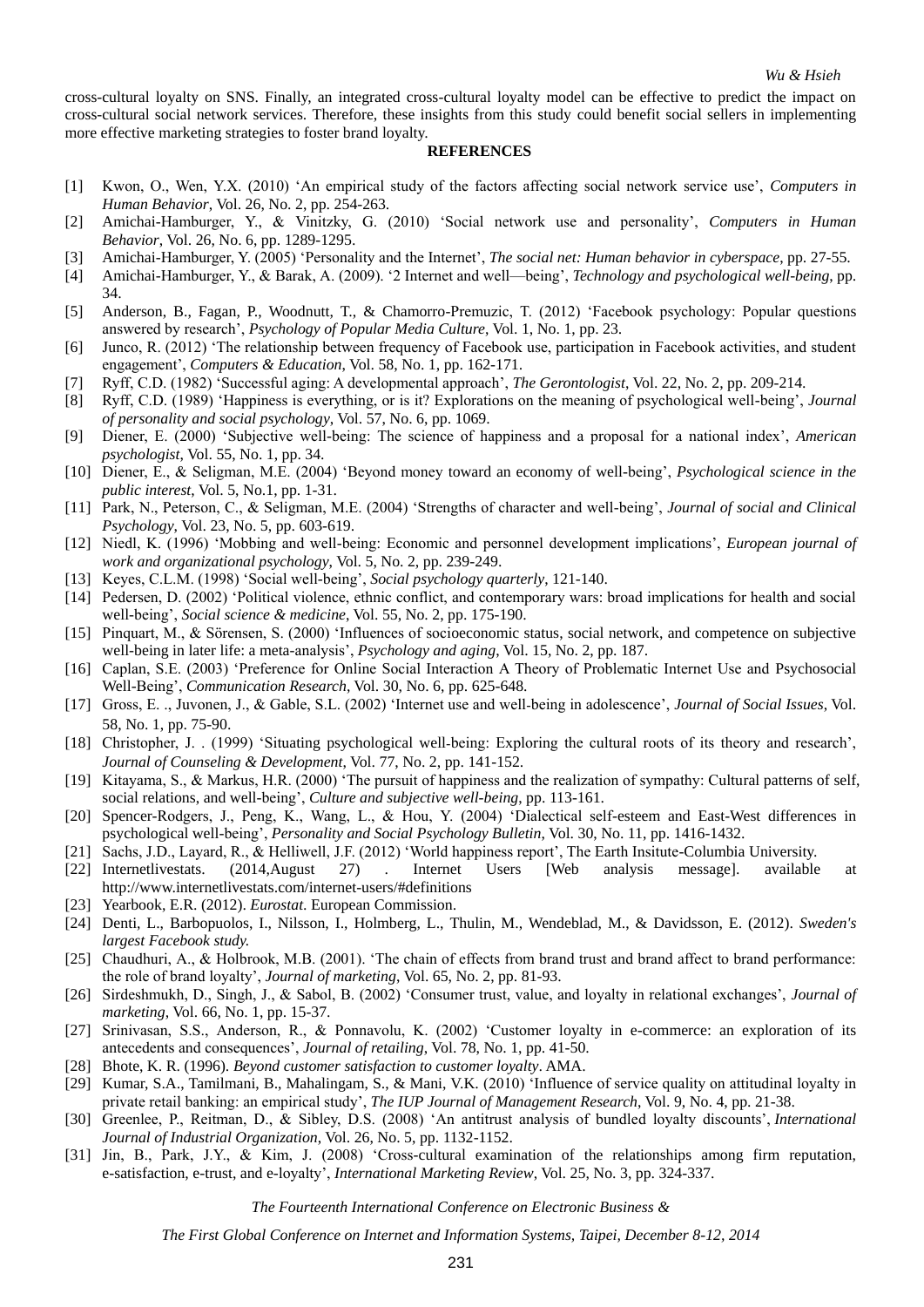cross-cultural loyalty on SNS. Finally, an integrated cross-cultural loyalty model can be effective to predict the impact on cross-cultural social network services. Therefore, these insights from this study could benefit social sellers in implementing more effective marketing strategies to foster brand loyalty.

## REFERENCES

[1] Kwon, O., Wen, Y.X. (2010) 'An empirical study of the factors affecting social network service use', *Computers in Human Behavior*, Vol. 26, No. 2, pp. 254-263.

[2] Amichai-Hamburger, Y., & Vinitzky, G. (2010) 'Social network use and personality', *Computers in Human Behavior*, Vol. 26, No. 6, pp. 1289-1295.

[3] Amichai-Hamburger, Y. (2005) 'Personality and the Internet', *The social net: Human behavior in cyberspace*, pp. 27-55.

[4] Amichai-Hamburger, Y., & Barak, A. (2009). '2 Internet and well—being', *Technology and psychological well-being*, pp. 34.

[5] Anderson, B., Fagan, P., Woodnutt, T., & Chamorro-Premuzic, T. (2012) 'Facebook psychology: Popular questions answered by research', *Psychology of Popular Media Culture*, Vol. 1, No. 1, pp. 23.

[6] Junco, R. (2012) 'The relationship between frequency of Facebook use, participation in Facebook activities, and student engagement', *Computers & Education*, Vol. 58, No. 1, pp. 162-171.

[7] Ryff, C.D. (1982) 'Successful aging: A developmental approach', *The Gerontologist*, Vol. 22, No. 2, pp. 209-214.

[8] Ryff, C.D. (1989) 'Happiness is everything, or is it? Explorations on the meaning of psychological well-being', *Journal of personality and social psychology*, Vol. 57, No. 6, pp. 1069.

[9] Diener, E. (2000) 'Subjective well-being: The science of happiness and a proposal for a national index', *American psychologist*, Vol. 55, No. 1, pp. 34.

[10] Diener, E., & Seligman, M.E. (2004) 'Beyond money toward an economy of well-being', *Psychological science in the public interest*, Vol. 5, No.1, pp. 1-31.

[11] Park, N., Peterson, C., & Seligman, M.E. (2004) 'Strengths of character and well-being', *Journal of social and Clinical Psychology*, Vol. 23, No. 5, pp. 603-619.

[12] Niedl, K. (1996) 'Mobbing and well-being: Economic and personnel development implications', *European journal of work and organizational psychology*, Vol. 5, No. 2, pp. 239-249.

[13] Keyes, C.L.M. (1998) 'Social well-being', *Social psychology quarterly*, 121-140.

[14] Pedersen, D. (2002) 'Political violence, ethnic conflict, and contemporary wars: broad implications for health and social well-being', *Social science & medicine*, Vol. 55, No. 2, pp. 175-190.

[15] Pinquart, M., & Sörensen, S. (2000) 'Influences of socioeconomic status, social network, and competence on subjective well-being in later life: a meta-analysis', *Psychology and aging*, Vol. 15, No. 2, pp. 187.

[16] Caplan, S.E. (2003) 'Preference for Online Social Interaction A Theory of Problematic Internet Use and Psychosocial Well-Being', *Communication Research*, Vol. 30, No. 6, pp. 625-648.

[17] Gross, E. ., Juvonen, J., & Gable, S.L. (2002) 'Internet use and well-being in adolescence', *Journal of Social Issues*, Vol. 58, No. 1, pp. 75-90.

[18] Christopher, J. . (1999) 'Situating psychological well-being: Exploring the cultural roots of its theory and research', *Journal of Counseling & Development*, Vol. 77, No. 2, pp. 141-152.

[19] Kitayama, S., & Markus, H.R. (2000) 'The pursuit of happiness and the realization of sympathy: Cultural patterns of self, social relations, and well-being', *Culture and subjective well-being*, pp. 113-161.

[20] Spencer-Rodgers, J., Peng, K., Wang, L., & Hou, Y. (2004) 'Dialectical self-esteem and East-West differences in psychological well-being', *Personality and Social Psychology Bulletin*, Vol. 30, No. 11, pp. 1416-1432.

[21] Sachs, J.D., Layard, R., & Helliwell, J.F. (2012) 'World happiness report', The Earth Insitute-Columbia University.

[22] Internetlivestats. (2014,August 27) . Internet Users [Web analysis message]. available at http://www.internetlivestats.com/internet-users/#definitions

[23] Yearbook, E.R. (2012). *Eurostat*. European Commission.

[24] Denti, L., Barbopuolos, I., Nilsson, I., Holmberg, L., Thulin, M., Wendeblad, M., & Davidsson, E. (2012). *Sweden's largest Facebook study.*

[25] Chaudhuri, A., & Holbrook, M.B. (2001). 'The chain of effects from brand trust and brand affect to brand performance: the role of brand loyalty', *Journal of marketing*, Vol. 65, No. 2, pp. 81-93.

[26] Sirdeshmukh, D., Singh, J., & Sabol, B. (2002) 'Consumer trust, value, and loyalty in relational exchanges', *Journal of marketing*, Vol. 66, No. 1, pp. 15-37.

[27] Srinivasan, S.S., Anderson, R., & Ponnavolu, K. (2002) 'Customer loyalty in e-commerce: an exploration of its antecedents and consequences', *Journal of retailing*, Vol. 78, No. 1, pp. 41-50.

[28] Bhote, K. R. (1996). *Beyond customer satisfaction to customer loyalty*. AMA.

[29] Kumar, S.A., Tamilmani, B., Mahalingam, S., & Mani, V.K. (2010) 'Influence of service quality on attitudinal loyalty in private retail banking: an empirical study', *The IUP Journal of Management Research*, Vol. 9, No. 4, pp. 21-38.

[30] Greenlee, P., Reitman, D., & Sibley, D.S. (2008) 'An antitrust analysis of bundled loyalty discounts', *International Journal of Industrial Organization*, Vol. 26, No. 5, pp. 1132-1152.

[31] Jin, B., Park, J.Y., & Kim, J. (2008) 'Cross-cultural examination of the relationships among firm reputation, e-satisfaction, e-trust, and e-loyalty', *International Marketing Review*, Vol. 25, No. 3, pp. 324-337.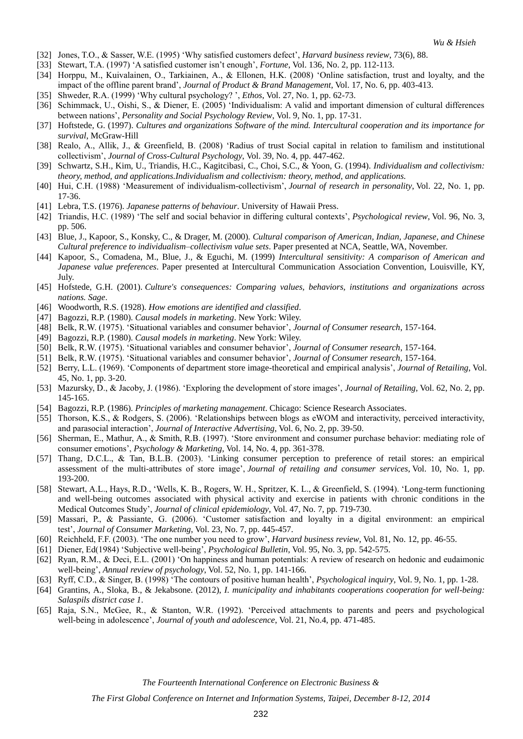[32] Jones, T.O., & Sasser, W.E. (1995) 'Why satisfied customers defect', *Harvard business review*, 73(6), 88.

[33] Stewart, T.A. (1997) 'A satisfied customer isn't enough', *Fortune*, Vol. 136, No. 2, pp. 112-113.

[34] Horppu, M., Kuivalainen, O., Tarkiainen, A., & Ellonen, H.K. (2008) 'Online satisfaction, trust and loyalty, and the impact of the offline parent brand', *Journal of Product & Brand Management*, Vol. 17, No. 6, pp. 403-413.

[35] Shweder, R.A. (1999) 'Why cultural psychology? ', *Ethos*, Vol. 27, No. 1, pp. 62-73.

[36] Schimmack, U., Oishi, S., & Diener, E. (2005) 'Individualism: A valid and important dimension of cultural differences between nations', *Personality and Social Psychology Review*, Vol. 9, No. 1, pp. 17-31.

[37] Hoftstede, G. (1997). *Cultures and organizations Software of the mind. Intercultural cooperation and its importance for survival*, McGraw-Hill

[38] Realo, A., Allik, J., & Greenfield, B. (2008) 'Radius of trust Social capital in relation to familism and institutional collectivism', *Journal of Cross-Cultural Psychology*, Vol. 39, No. 4, pp. 447-462.

[39] Schwartz, S.H., Kim, U., Triandis, H.C., Kagitcibasi, C., Choi, S.C., & Yoon, G. (1994). *Individualism and collectivism: theory, method, and applications.Individualism and collectivism: theory, method, and applications.*

[40] Hui, C.H. (1988) 'Measurement of individualism-collectivism', *Journal of research in personality*, Vol. 22, No. 1, pp. 17-36.

[41] Lebra, T.S. (1976). *Japanese patterns of behaviour*. University of Hawaii Press.

[42] Triandis, H.C. (1989) 'The self and social behavior in differing cultural contexts', *Psychological review*, Vol. 96, No. 3, pp. 506.

[43] Blue, J., Kapoor, S., Konsky, C., & Drager, M. (2000). *Cultural comparison of American, Indian, Japanese, and Chinese Cultural preference to individualism–collectivism value sets*. Paper presented at NCA, Seattle, WA, November.

[44] Kapoor, S., Comadena, M., Blue, J., & Eguchi, M. (1999) *Intercultural sensitivity: A comparison of American and Japanese value preferences*. Paper presented at Intercultural Communication Association Convention, Louisville, KY, July.

[45] Hofstede, G.H. (2001). *Culture's consequences: Comparing values, behaviors, institutions and organizations across nations. Sage*.

[46] Woodworth, R.S. (1928). *How emotions are identified and classified*.

[47] Bagozzi, R.P. (1980). *Causal models in marketing*. New York: Wiley.

[48] Belk, R.W. (1975). 'Situational variables and consumer behavior', *Journal of Consumer research*, 157-164.

[49] Bagozzi, R.P. (1980). *Causal models in marketing*. New York: Wiley.

[50] Belk, R.W. (1975). 'Situational variables and consumer behavior', *Journal of Consumer research*, 157-164.

[51] Belk, R.W. (1975). 'Situational variables and consumer behavior', *Journal of Consumer research*, 157-164.

[52] Berry, L.L. (1969). 'Components of department store image-theoretical and empirical analysis', *Journal of Retailing*, Vol. 45, No. 1, pp. 3-20.

[53] Mazursky, D., & Jacoby, J. (1986). 'Exploring the development of store images', *Journal of Retailing*, Vol. 62, No. 2, pp. 145-165.

[54] Bagozzi, R.P. (1986). *Principles of marketing management*. Chicago: Science Research Associates.

[55] Thorson, K.S., & Rodgers, S. (2006). 'Relationships between blogs as eWOM and interactivity, perceived interactivity, and parasocial interaction', *Journal of Interactive Advertising*, Vol. 6, No. 2, pp. 39-50.

[56] Sherman, E., Mathur, A., & Smith, R.B. (1997). 'Store environment and consumer purchase behavior: mediating role of consumer emotions', *Psychology & Marketing*, Vol. 14, No. 4, pp. 361-378.

[57] Thang, D.C.L., & Tan, B.L.B. (2003). 'Linking consumer perception to preference of retail stores: an empirical assessment of the multi-attributes of store image', *Journal of retailing and consumer services*, Vol. 10, No. 1, pp. 193-200.

[58] Stewart, A.L., Hays, R.D., 'Wells, K. B., Rogers, W. H., Spritzer, K. L., & Greenfield, S. (1994). 'Long-term functioning and well-being outcomes associated with physical activity and exercise in patients with chronic conditions in the Medical Outcomes Study', *Journal of clinical epidemiology*, Vol. 47, No. 7, pp. 719-730.

[59] Massari, P., & Passiante, G. (2006). 'Customer satisfaction and loyalty in a digital environment: an empirical test', *Journal of Consumer Marketing*, Vol. 23, No. 7, pp. 445-457.

[60] Reichheld, F.F. (2003). 'The one number you need to grow', *Harvard business review*, Vol. 81, No. 12, pp. 46-55.

[61] Diener, Ed(1984) 'Subjective well-being', *Psychological Bulletin*, Vol. 95, No. 3, pp. 542-575.

[62] Ryan, R.M., & Deci, E.L. (2001) 'On happiness and human potentials: A review of research on hedonic and eudaimonic well-being', *Annual review of psychology*, Vol. 52, No. 1, pp. 141-166.

[63] Ryff, C.D., & Singer, B. (1998) 'The contours of positive human health', *Psychological inquiry*, Vol. 9, No. 1, pp. 1-28.

[64] Grantins, A., Sloka, B., & Jekabsone. (2012), *I. municipality and inhabitants cooperations cooperation for well-being: Salaspils district case 1*.

[65] Raja, S.N., McGee, R., & Stanton, W.R. (1992). 'Perceived attachments to parents and peers and psychological well-being in adolescence', *Journal of youth and adolescence*, Vol. 21, No.4, pp. 471-485.